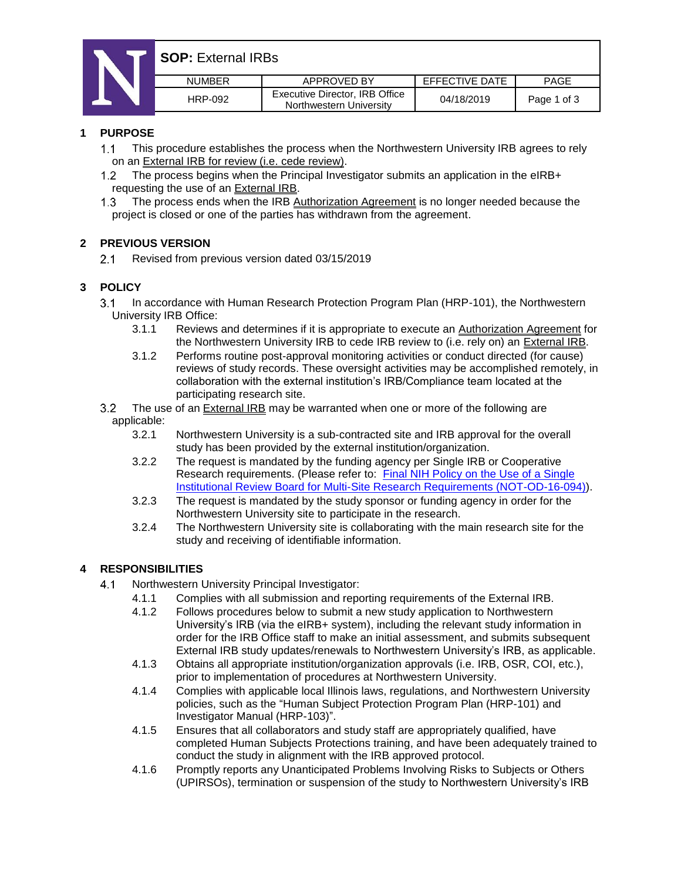# SOP: External IRBs

| NUMBER | APPROVED BY | EFFECTIVE DATE | PAGE |
|---|---|---|---|
| HRP-092 | Executive Director, IRB Office Northwestern University | 04/18/2019 | Page 1 of 3 |

## 1 PURPOSE

1.1 This procedure establishes the process when the Northwestern University IRB agrees to rely on an External IRB for review (i.e. cede review).

1.2 The process begins when the Principal Investigator submits an application in the eIRB+ requesting the use of an External IRB.

1.3 The process ends when the IRB Authorization Agreement is no longer needed because the project is closed or one of the parties has withdrawn from the agreement.

## 2 PREVIOUS VERSION

2.1 Revised from previous version dated 03/15/2019

## 3 POLICY

3.1 In accordance with Human Research Protection Program Plan (HRP-101), the Northwestern University IRB Office:

- 3.1.1 Reviews and determines if it is appropriate to execute an Authorization Agreement for the Northwestern University IRB to cede IRB review to (i.e. rely on) an External IRB.
- 3.1.2 Performs routine post-approval monitoring activities or conduct directed (for cause) reviews of study records. These oversight activities may be accomplished remotely, in collaboration with the external institution's IRB/Compliance team located at the participating research site.

3.2 The use of an External IRB may be warranted when one or more of the following are applicable:

- 3.2.1 Northwestern University is a sub-contracted site and IRB approval for the overall study has been provided by the external institution/organization.
- 3.2.2 The request is mandated by the funding agency per Single IRB or Cooperative Research requirements. (Please refer to: Final NIH Policy on the Use of a Single Institutional Review Board for Multi-Site Research Requirements (NOT-OD-16-094)).
- 3.2.3 The request is mandated by the study sponsor or funding agency in order for the Northwestern University site to participate in the research.
- 3.2.4 The Northwestern University site is collaborating with the main research site for the study and receiving of identifiable information.

## 4 RESPONSIBILITIES

4.1 Northwestern University Principal Investigator:

- 4.1.1 Complies with all submission and reporting requirements of the External IRB.
- 4.1.2 Follows procedures below to submit a new study application to Northwestern University's IRB (via the eIRB+ system), including the relevant study information in order for the IRB Office staff to make an initial assessment, and submits subsequent External IRB study updates/renewals to Northwestern University's IRB, as applicable.
- 4.1.3 Obtains all appropriate institution/organization approvals (i.e. IRB, OSR, COI, etc.), prior to implementation of procedures at Northwestern University.
- 4.1.4 Complies with applicable local Illinois laws, regulations, and Northwestern University policies, such as the "Human Subject Protection Program Plan (HRP-101) and Investigator Manual (HRP-103)".
- 4.1.5 Ensures that all collaborators and study staff are appropriately qualified, have completed Human Subjects Protections training, and have been adequately trained to conduct the study in alignment with the IRB approved protocol.
- 4.1.6 Promptly reports any Unanticipated Problems Involving Risks to Subjects or Others (UPIRSOs), termination or suspension of the study to Northwestern University's IRB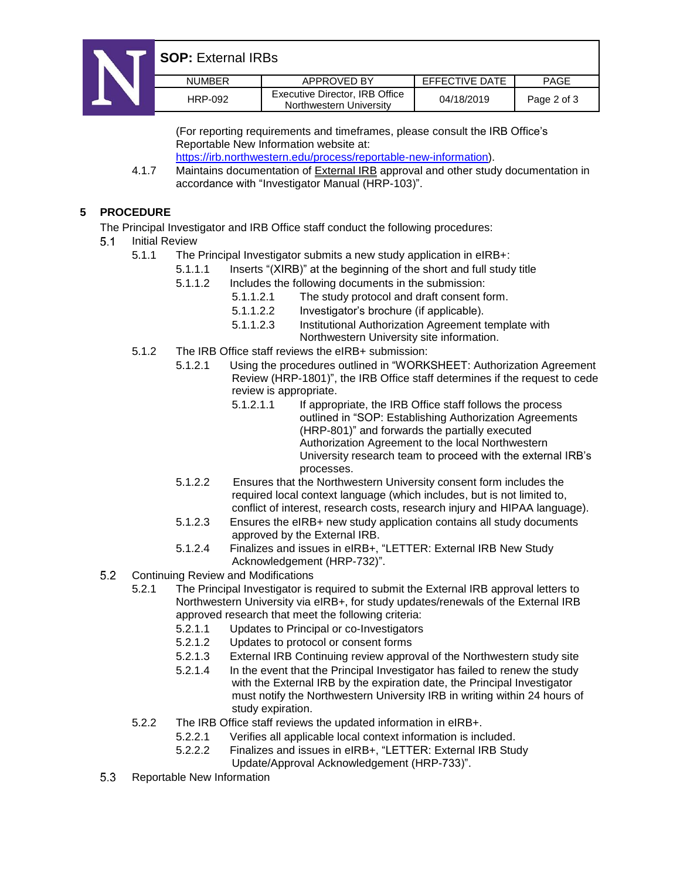(For reporting requirements and timeframes, please consult the IRB Office's Reportable New Information website at: https://irb.northwestern.edu/process/reportable-new-information).

4.1.7 Maintains documentation of External IRB approval and other study documentation in accordance with "Investigator Manual (HRP-103)".

## 5 PROCEDURE

The Principal Investigator and IRB Office staff conduct the following procedures:

5.1 Initial Review

- 5.1.1 The Principal Investigator submits a new study application in eIRB+:
  - 5.1.1.1 Inserts "(XIRB)" at the beginning of the short and full study title
  - 5.1.1.2 Includes the following documents in the submission:
    - 5.1.1.2.1 The study protocol and draft consent form.
    - 5.1.1.2.2 Investigator's brochure (if applicable).
    - 5.1.1.2.3 Institutional Authorization Agreement template with Northwestern University site information.
- 5.1.2 The IRB Office staff reviews the eIRB+ submission:
  - 5.1.2.1 Using the procedures outlined in "WORKSHEET: Authorization Agreement Review (HRP-1801)", the IRB Office staff determines if the request to cede review is appropriate.
    - 5.1.2.1.1 If appropriate, the IRB Office staff follows the process outlined in "SOP: Establishing Authorization Agreements (HRP-801)" and forwards the partially executed Authorization Agreement to the local Northwestern University research team to proceed with the external IRB's processes.
  - 5.1.2.2 Ensures that the Northwestern University consent form includes the required local context language (which includes, but is not limited to, conflict of interest, research costs, research injury and HIPAA language).
  - 5.1.2.3 Ensures the eIRB+ new study application contains all study documents approved by the External IRB.
  - 5.1.2.4 Finalizes and issues in eIRB+, "LETTER: External IRB New Study Acknowledgement (HRP-732)".

5.2 Continuing Review and Modifications

- 5.2.1 The Principal Investigator is required to submit the External IRB approval letters to Northwestern University via eIRB+, for study updates/renewals of the External IRB approved research that meet the following criteria:
  - 5.2.1.1 Updates to Principal or co-Investigators
  - 5.2.1.2 Updates to protocol or consent forms
  - 5.2.1.3 External IRB Continuing review approval of the Northwestern study site
  - 5.2.1.4 In the event that the Principal Investigator has failed to renew the study with the External IRB by the expiration date, the Principal Investigator must notify the Northwestern University IRB in writing within 24 hours of study expiration.
- 5.2.2 The IRB Office staff reviews the updated information in eIRB+.
  - 5.2.2.1 Verifies all applicable local context information is included.
  - 5.2.2.2 Finalizes and issues in eIRB+, "LETTER: External IRB Study Update/Approval Acknowledgement (HRP-733)".

5.3 Reportable New Information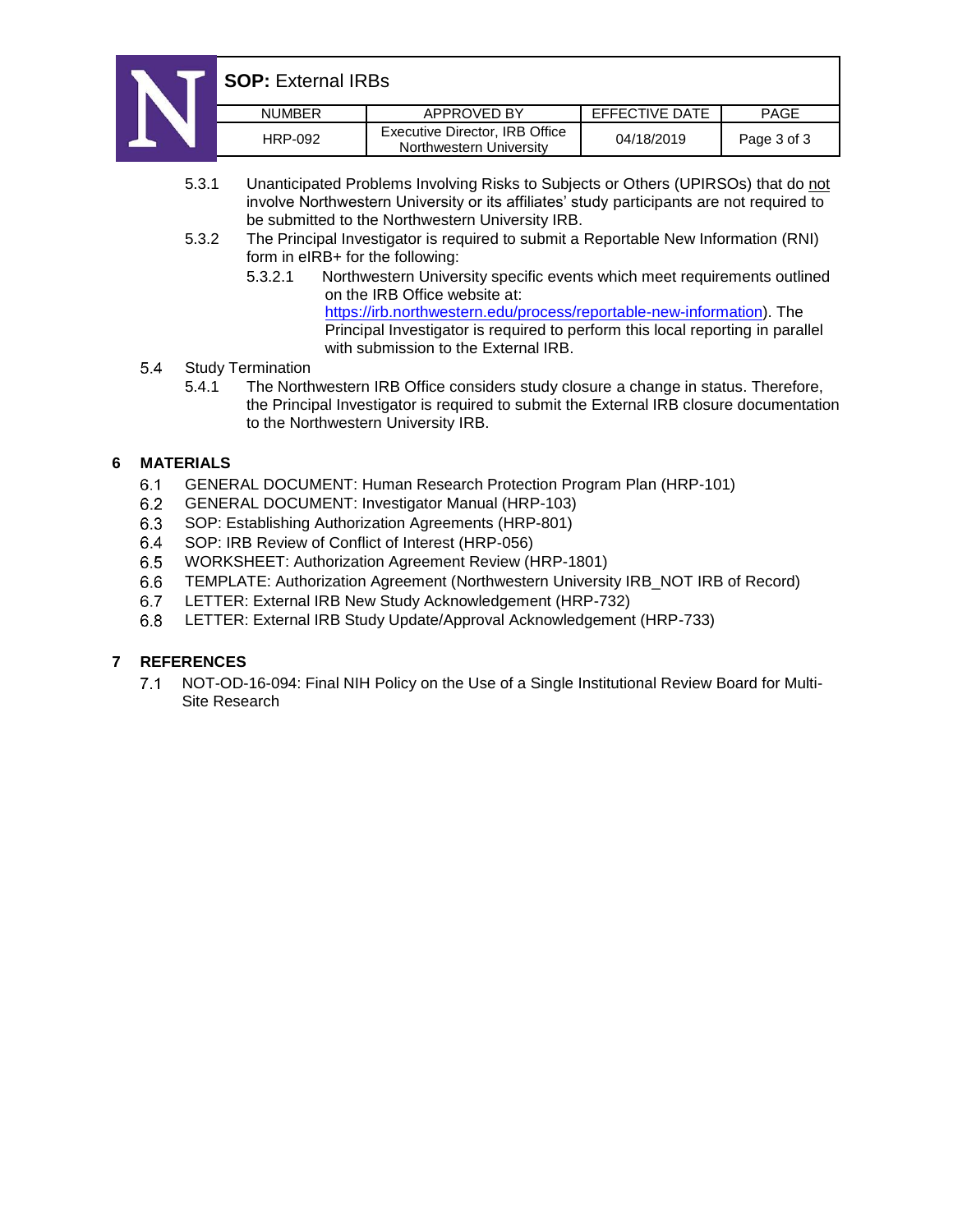5.3.1 Unanticipated Problems Involving Risks to Subjects or Others (UPIRSOs) that do not involve Northwestern University or its affiliates' study participants are not required to be submitted to the Northwestern University IRB.

5.3.2 The Principal Investigator is required to submit a Reportable New Information (RNI) form in eIRB+ for the following:

5.3.2.1 Northwestern University specific events which meet requirements outlined on the IRB Office website at: https://irb.northwestern.edu/process/reportable-new-information). The Principal Investigator is required to perform this local reporting in parallel with submission to the External IRB.

5.4 Study Termination

5.4.1 The Northwestern IRB Office considers study closure a change in status. Therefore, the Principal Investigator is required to submit the External IRB closure documentation to the Northwestern University IRB.

## 6 MATERIALS

6.1 GENERAL DOCUMENT: Human Research Protection Program Plan (HRP-101)
6.2 GENERAL DOCUMENT: Investigator Manual (HRP-103)
6.3 SOP: Establishing Authorization Agreements (HRP-801)
6.4 SOP: IRB Review of Conflict of Interest (HRP-056)
6.5 WORKSHEET: Authorization Agreement Review (HRP-1801)
6.6 TEMPLATE: Authorization Agreement (Northwestern University IRB_NOT IRB of Record)
6.7 LETTER: External IRB New Study Acknowledgement (HRP-732)
6.8 LETTER: External IRB Study Update/Approval Acknowledgement (HRP-733)

## 7 REFERENCES

7.1 NOT-OD-16-094: Final NIH Policy on the Use of a Single Institutional Review Board for Multi-Site Research